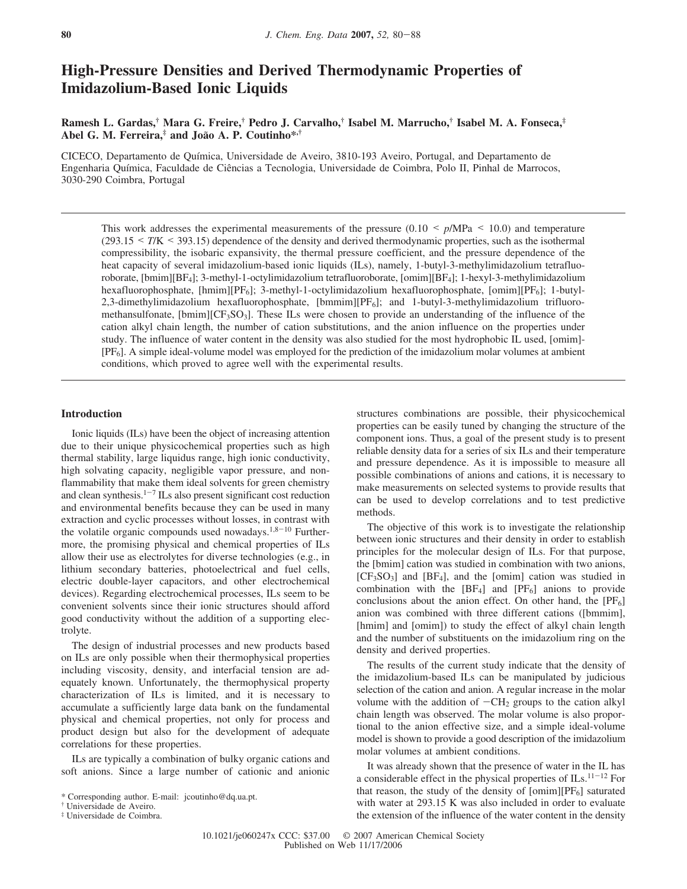# High-Pressure Densities and Derived Thermodynamic Properties of Imidazolium-Based Ionic Liquids

**Ramesh L. Gardas,[†] Mara G. Freire,[†] Pedro J. Carvalho,[†] Isabel M. Marrucho,[†] Isabel M. A. Fonseca,[‡] Abel G. M. Ferreira,[‡] and João A. P. Coutinho*[,†]**

CICECO, Departamento de Química, Universidade de Aveiro, 3810-193 Aveiro, Portugal, and Departamento de Engenharia Química, Faculdade de Ciências a Tecnologia, Universidade de Coimbra, Polo II, Pinhal de Marrocos, 3030-290 Coimbra, Portugal

This work addresses the experimental measurements of the pressure ($0.10 < p$/MPa $< 10.0$) and temperature ($293.15 < T$/K $< 393.15$) dependence of the density and derived thermodynamic properties, such as the isothermal compressibility, the isobaric expansivity, the thermal pressure coefficient, and the pressure dependence of the heat capacity of several imidazolium-based ionic liquids (ILs), namely, 1-butyl-3-methylimidazolium tetrafluoroborate, [bmim][$BF_4$]; 3-methyl-1-octylimidazolium tetrafluoroborate, [omim][$BF_4$]; 1-hexyl-3-methylimidazolium hexafluorophosphate, [hmim][$PF_6$]; 3-methyl-1-octylimidazolium hexafluorophosphate, [omim][$PF_6$]; 1-butyl-2,3-dimethylimidazolium hexafluorophosphate, [bmmim][$PF_6$]; and 1-butyl-3-methylimidazolium trifluoromethansulfonate, [bmim][$CF_3SO_3$]. These ILs were chosen to provide an understanding of the influence of the cation alkyl chain length, the number of cation substitutions, and the anion influence on the properties under study. The influence of water content in the density was also studied for the most hydrophobic IL used, [omim][$PF_6$]. A simple ideal-volume model was employed for the prediction of the imidazolium molar volumes at ambient conditions, which proved to agree well with the experimental results.

## Introduction

Ionic liquids (ILs) have been the object of increasing attention due to their unique physicochemical properties such as high thermal stability, large liquidus range, high ionic conductivity, high solvating capacity, negligible vapor pressure, and nonflammability that make them ideal solvents for green chemistry and clean synthesis.[1−7] ILs also present significant cost reduction and environmental benefits because they can be used in many extraction and cyclic processes without losses, in contrast with the volatile organic compounds used nowadays.[1,8−10] Furthermore, the promising physical and chemical properties of ILs allow their use as electrolytes for diverse technologies (e.g., in lithium secondary batteries, photoelectrical and fuel cells, electric double-layer capacitors, and other electrochemical devices). Regarding electrochemical processes, ILs seem to be convenient solvents since their ionic structures should afford good conductivity without the addition of a supporting electrolyte.

The design of industrial processes and new products based on ILs are only possible when their thermophysical properties including viscosity, density, and interfacial tension are adequately known. Unfortunately, the thermophysical property characterization of ILs is limited, and it is necessary to accumulate a sufficiently large data bank on the fundamental physical and chemical properties, not only for process and product design but also for the development of adequate correlations for these properties.

ILs are typically a combination of bulky organic cations and soft anions. Since a large number of cationic and anionic structures combinations are possible, their physicochemical properties can be easily tuned by changing the structure of the component ions. Thus, a goal of the present study is to present reliable density data for a series of six ILs and their temperature and pressure dependence. As it is impossible to measure all possible combinations of anions and cations, it is necessary to make measurements on selected systems to provide results that can be used to develop correlations and to test predictive methods.

The objective of this work is to investigate the relationship between ionic structures and their density in order to establish principles for the molecular design of ILs. For that purpose, the [bmim] cation was studied in combination with two anions, [$CF_3SO_3$] and [$BF_4$], and the [omim] cation was studied in combination with the [$BF_4$] and [$PF_6$] anions to provide conclusions about the anion effect. On other hand, the [$PF_6$] anion was combined with three different cations ([bmmim], [hmim] and [omim]) to study the effect of alkyl chain length and the number of substituents on the imidazolium ring on the density and derived properties.

The results of the current study indicate that the density of the imidazolium-based ILs can be manipulated by judicious selection of the cation and anion. A regular increase in the molar volume with the addition of $-CH_2$ groups to the cation alkyl chain length was observed. The molar volume is also proportional to the anion effective size, and a simple ideal-volume model is shown to provide a good description of the imidazolium molar volumes at ambient conditions.

It was already shown that the presence of water in the IL has a considerable effect in the physical properties of ILs.[11−12] For that reason, the study of the density of [omim][$PF_6$] saturated with water at 293.15 K was also included in order to evaluate the extension of the influence of the water content in the density

\* Corresponding author. E-mail: jcoutinho@dq.ua.pt.
† Universidade de Aveiro.
‡ Universidade de Coimbra.

10.1021/je060247x CCC: $37.00 © 2007 American Chemical Society
Published on Web 11/17/2006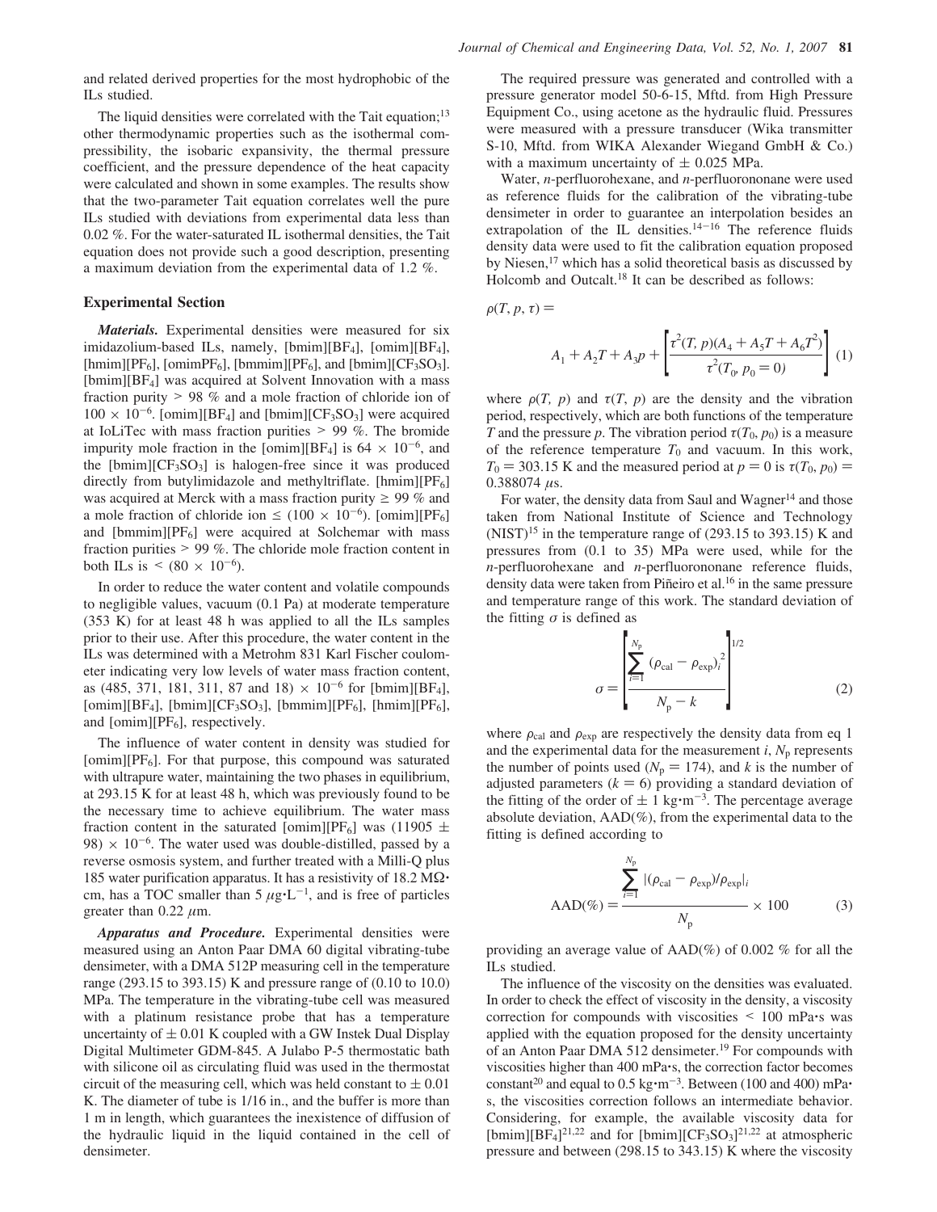and related derived properties for the most hydrophobic of the ILs studied.

The liquid densities were correlated with the Tait equation;[13] other thermodynamic properties such as the isothermal compressibility, the isobaric expansivity, the thermal pressure coefficient, and the pressure dependence of the heat capacity were calculated and shown in some examples. The results show that the two-parameter Tait equation correlates well the pure ILs studied with deviations from experimental data less than 0.02 %. For the water-saturated IL isothermal densities, the Tait equation does not provide such a good description, presenting a maximum deviation from the experimental data of 1.2 %.

## Experimental Section

***Materials.*** Experimental densities were measured for six imidazolium-based ILs, namely, [bmim][$BF_4$], [omim][$BF_4$], [hmim][$PF_6$], [omimPF$_6$], [bmmim][$PF_6$], and [bmim][$CF_3SO_3$]. [bmim][$BF_4$] was acquired at Solvent Innovation with a mass fraction purity > 98 % and a mole fraction of chloride ion of $100 \times 10^{-6}$. [omim][$BF_4$] and [bmim][$CF_3SO_3$] were acquired at IoLiTec with mass fraction purities > 99 %. The bromide impurity mole fraction in the [omim][$BF_4$] is $64 \times 10^{-6}$, and the [bmim][$CF_3SO_3$] is halogen-free since it was produced directly from butylimidazole and methyltriflate. [hmim][$PF_6$] was acquired at Merck with a mass fraction purity ≥ 99 % and a mole fraction of chloride ion ≤ ($100 \times 10^{-6}$). [omim][$PF_6$] and [bmmim][$PF_6$] were acquired at Solchemar with mass fraction purities > 99 %. The chloride mole fraction content in both ILs is < ($80 \times 10^{-6}$).

In order to reduce the water content and volatile compounds to negligible values, vacuum (0.1 Pa) at moderate temperature (353 K) for at least 48 h was applied to all the ILs samples prior to their use. After this procedure, the water content in the ILs was determined with a Metrohm 831 Karl Fischer coulometer indicating very low levels of water mass fraction content, as (485, 371, 181, 311, 87 and 18) $\times 10^{-6}$ for [bmim][$BF_4$], [omim][$BF_4$], [bmim][$CF_3SO_3$], [bmmim][$PF_6$], [hmim][$PF_6$], and [omim][$PF_6$], respectively.

The influence of water content in density was studied for [omim][$PF_6$]. For that purpose, this compound was saturated with ultrapure water, maintaining the two phases in equilibrium, at 293.15 K for at least 48 h, which was previously found to be the necessary time to achieve equilibrium. The water mass fraction content in the saturated [omim][$PF_6$] was (11905 ± 98) $\times 10^{-6}$. The water used was double-distilled, passed by a reverse osmosis system, and further treated with a Milli-Q plus 185 water purification apparatus. It has a resistivity of 18.2 MΩ·cm, has a TOC smaller than 5 μg·L$^{-1}$, and is free of particles greater than 0.22 μm.

***Apparatus and Procedure.*** Experimental densities were measured using an Anton Paar DMA 60 digital vibrating-tube densimeter, with a DMA 512P measuring cell in the temperature range (293.15 to 393.15) K and pressure range of (0.10 to 10.0) MPa. The temperature in the vibrating-tube cell was measured with a platinum resistance probe that has a temperature uncertainty of ± 0.01 K coupled with a GW Instek Dual Display Digital Multimeter GDM-845. A Julabo P-5 thermostatic bath with silicone oil as circulating fluid was used in the thermostat circuit of the measuring cell, which was held constant to ± 0.01 K. The diameter of tube is 1/16 in., and the buffer is more than 1 m in length, which guarantees the inexistence of diffusion of the hydraulic liquid in the liquid contained in the cell of densimeter.

The required pressure was generated and controlled with a pressure generator model 50-6-15, Mftd. from High Pressure Equipment Co., using acetone as the hydraulic fluid. Pressures were measured with a pressure transducer (Wika transmitter S-10, Mftd. from WIKA Alexander Wiegand GmbH & Co.) with a maximum uncertainty of ± 0.025 MPa.

Water, *n*-perfluorohexane, and *n*-perfluorononane were used as reference fluids for the calibration of the vibrating-tube densimeter in order to guarantee an interpolation besides an extrapolation of the IL densities.[14−16] The reference fluids density data were used to fit the calibration equation proposed by Niesen,[17] which has a solid theoretical basis as discussed by Holcomb and Outcalt.[18] It can be described as follows:

$$\rho(T, p, \tau) = A_1 + A_2T + A_3p + \left[\frac{\tau^2(T, p)(A_4 + A_5T + A_6T^2)}{\tau^2(T_0, p_0 = 0)}\right] \quad (1)$$

where $\rho(T, p)$ and $\tau(T, p)$ are the density and the vibration period, respectively, which are both functions of the temperature $T$ and the pressure $p$. The vibration period $\tau(T_0, p_0)$ is a measure of the reference temperature $T_0$ and vacuum. In this work, $T_0$ = 303.15 K and the measured period at $p$ = 0 is $\tau(T_0, p_0)$ = 0.388074 μs.

For water, the density data from Saul and Wagner[14] and those taken from National Institute of Science and Technology (NIST)[15] in the temperature range of (293.15 to 393.15) K and pressures from (0.1 to 35) MPa were used, while for the *n*-perfluorohexane and *n*-perfluorononane reference fluids, density data were taken from Piñeiro et al.[16] in the same pressure and temperature range of this work. The standard deviation of the fitting $\sigma$ is defined as

$$\sigma = \left[\frac{\sum_{i=1}^{N_p} (\rho_{cal} - \rho_{exp})_i^2}{N_p - k}\right]^{1/2} \quad (2)$$

where $\rho_{cal}$ and $\rho_{exp}$ are respectively the density data from eq 1 and the experimental data for the measurement $i$, $N_p$ represents the number of points used ($N_p$ = 174), and $k$ is the number of adjusted parameters ($k$ = 6) providing a standard deviation of the fitting of the order of ± 1 kg·m$^{-3}$. The percentage average absolute deviation, AAD(%), from the experimental data to the fitting is defined according to

$$\text{AAD}(\%) = \frac{\sum_{i=1}^{N_p} |(\rho_{cal} - \rho_{exp})/\rho_{exp}|_i}{N_p} \times 100 \quad (3)$$

providing an average value of AAD(%) of 0.002 % for all the ILs studied.

The influence of the viscosity on the densities was evaluated. In order to check the effect of viscosity in the density, a viscosity correction for compounds with viscosities < 100 mPa·s was applied with the equation proposed for the density uncertainty of an Anton Paar DMA 512 densimeter.[19] For compounds with viscosities higher than 400 mPa·s, the correction factor becomes constant[20] and equal to 0.5 kg·m$^{-3}$. Between (100 and 400) mPa·s, the viscosities correction follows an intermediate behavior. Considering, for example, the available viscosity data for [bmim][$BF_4$][21,22] and for [bmim][$CF_3SO_3$][21,22] at atmospheric pressure and between (298.15 to 343.15) K where the viscosity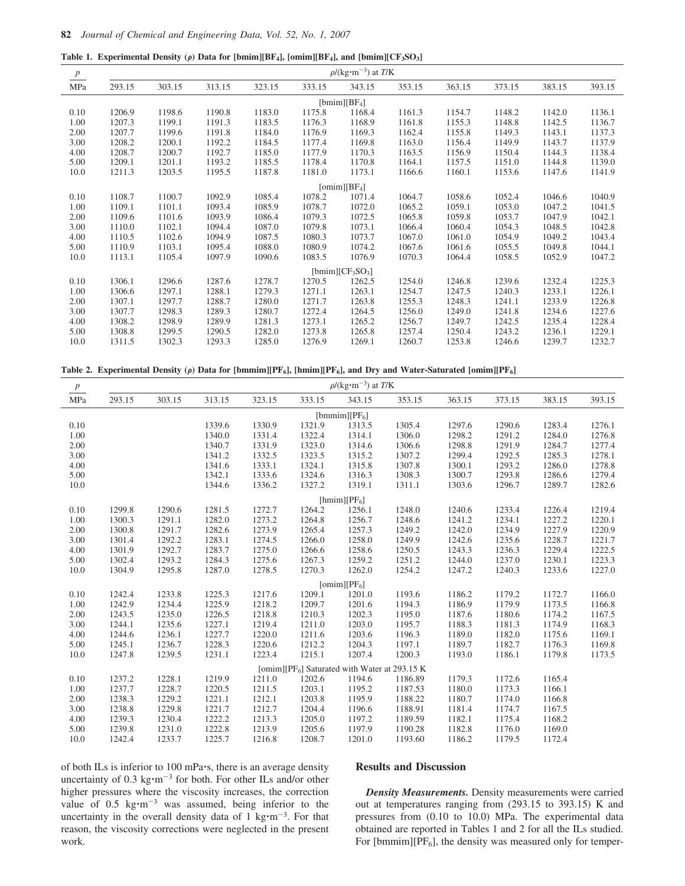**Table 1. Experimental Density (ρ) Data for [bmim][BF$_4$], [omim][BF$_4$], and [bmim][CF$_3$SO$_3$]**

| $p$ / MPa | $\rho$/(kg·m$^{-3}$) at $T$/K | | | | | | | | | | |
|---|---|---|---|---|---|---|---|---|---|---|---|
| | 293.15 | 303.15 | 313.15 | 323.15 | 333.15 | 343.15 | 353.15 | 363.15 | 373.15 | 383.15 | 393.15 |
| | | | | | | [bmim][BF$_4$] | | | | | |
| 0.10 | 1206.9 | 1198.6 | 1190.8 | 1183.0 | 1175.8 | 1168.4 | 1161.3 | 1154.7 | 1148.2 | 1142.0 | 1136.1 |
| 1.00 | 1207.3 | 1199.1 | 1191.3 | 1183.5 | 1176.3 | 1168.9 | 1161.8 | 1155.3 | 1148.8 | 1142.5 | 1136.7 |
| 2.00 | 1207.7 | 1199.6 | 1191.8 | 1184.0 | 1176.9 | 1169.3 | 1162.4 | 1155.8 | 1149.3 | 1143.1 | 1137.3 |
| 3.00 | 1208.2 | 1200.1 | 1192.2 | 1184.5 | 1177.4 | 1169.8 | 1163.0 | 1156.4 | 1149.9 | 1143.7 | 1137.9 |
| 4.00 | 1208.7 | 1200.7 | 1192.7 | 1185.0 | 1177.9 | 1170.3 | 1163.5 | 1156.9 | 1150.4 | 1144.3 | 1138.4 |
| 5.00 | 1209.1 | 1201.1 | 1193.2 | 1185.5 | 1178.4 | 1170.8 | 1164.1 | 1157.5 | 1151.0 | 1144.8 | 1139.0 |
| 10.0 | 1211.3 | 1203.5 | 1195.5 | 1187.8 | 1181.0 | 1173.1 | 1166.6 | 1160.1 | 1153.6 | 1147.6 | 1141.9 |
| | | | | | | [omim][BF$_4$] | | | | | |
| 0.10 | 1108.7 | 1100.7 | 1092.9 | 1085.4 | 1078.2 | 1071.4 | 1064.7 | 1058.6 | 1052.4 | 1046.6 | 1040.9 |
| 1.00 | 1109.1 | 1101.1 | 1093.4 | 1085.9 | 1078.7 | 1072.0 | 1065.2 | 1059.1 | 1053.0 | 1047.2 | 1041.5 |
| 2.00 | 1109.6 | 1101.6 | 1093.9 | 1086.4 | 1079.3 | 1072.5 | 1065.8 | 1059.8 | 1053.7 | 1047.9 | 1042.1 |
| 3.00 | 1110.0 | 1102.1 | 1094.4 | 1087.0 | 1079.8 | 1073.1 | 1066.4 | 1060.4 | 1054.3 | 1048.5 | 1042.8 |
| 4.00 | 1110.5 | 1102.6 | 1094.9 | 1087.5 | 1080.3 | 1073.7 | 1067.0 | 1061.0 | 1054.9 | 1049.2 | 1043.4 |
| 5.00 | 1110.9 | 1103.1 | 1095.4 | 1088.0 | 1080.9 | 1074.2 | 1067.6 | 1061.6 | 1055.5 | 1049.8 | 1044.1 |
| 10.0 | 1113.1 | 1105.4 | 1097.9 | 1090.6 | 1083.5 | 1076.9 | 1070.3 | 1064.4 | 1058.5 | 1052.9 | 1047.2 |
| | | | | | | [bmim][CF$_3$SO$_3$] | | | | | |
| 0.10 | 1306.1 | 1296.6 | 1287.6 | 1278.7 | 1270.5 | 1262.5 | 1254.0 | 1246.8 | 1239.6 | 1232.4 | 1225.3 |
| 1.00 | 1306.6 | 1297.1 | 1288.1 | 1279.3 | 1271.1 | 1263.1 | 1254.7 | 1247.5 | 1240.3 | 1233.1 | 1226.1 |
| 2.00 | 1307.1 | 1297.7 | 1288.7 | 1280.0 | 1271.7 | 1263.8 | 1255.3 | 1248.3 | 1241.1 | 1233.9 | 1226.8 |
| 3.00 | 1307.7 | 1298.3 | 1289.3 | 1280.7 | 1272.4 | 1264.5 | 1256.0 | 1249.0 | 1241.8 | 1234.6 | 1227.6 |
| 4.00 | 1308.2 | 1298.9 | 1289.9 | 1281.3 | 1273.1 | 1265.2 | 1256.7 | 1249.7 | 1242.5 | 1235.4 | 1228.4 |
| 5.00 | 1308.8 | 1299.5 | 1290.5 | 1282.0 | 1273.8 | 1265.8 | 1257.4 | 1250.4 | 1243.2 | 1236.1 | 1229.1 |
| 10.0 | 1311.5 | 1302.3 | 1293.3 | 1285.0 | 1276.9 | 1269.1 | 1260.7 | 1253.8 | 1246.6 | 1239.7 | 1232.7 |

**Table 2. Experimental Density (ρ) Data for [bmmim][PF$_6$], [hmim][PF$_6$], and Dry and Water-Saturated [omim][PF$_6$]**

| $p$ / MPa | $\rho$/(kg·m$^{-3}$) at $T$/K | | | | | | | | | | |
|---|---|---|---|---|---|---|---|---|---|---|---|
| | 293.15 | 303.15 | 313.15 | 323.15 | 333.15 | 343.15 | 353.15 | 363.15 | 373.15 | 383.15 | 393.15 |
| | | | | | | [bmmim][PF$_6$] | | | | | |
| 0.10 | | | 1339.6 | 1330.9 | 1321.9 | 1313.5 | 1305.4 | 1297.6 | 1290.6 | 1283.4 | 1276.1 |
| 1.00 | | | 1340.0 | 1331.4 | 1322.4 | 1314.1 | 1306.0 | 1298.2 | 1291.2 | 1284.0 | 1276.8 |
| 2.00 | | | 1340.7 | 1331.9 | 1323.0 | 1314.6 | 1306.6 | 1298.8 | 1291.9 | 1284.7 | 1277.4 |
| 3.00 | | | 1341.2 | 1332.5 | 1323.5 | 1315.2 | 1307.2 | 1299.4 | 1292.5 | 1285.3 | 1278.1 |
| 4.00 | | | 1341.6 | 1333.1 | 1324.1 | 1315.8 | 1307.8 | 1300.1 | 1293.2 | 1286.0 | 1278.8 |
| 5.00 | | | 1342.1 | 1333.6 | 1324.6 | 1316.3 | 1308.3 | 1300.7 | 1293.8 | 1286.6 | 1279.4 |
| 10.0 | | | 1344.6 | 1336.2 | 1327.2 | 1319.1 | 1311.1 | 1303.6 | 1296.7 | 1289.7 | 1282.6 |
| | | | | | | [hmim][PF$_6$] | | | | | |
| 0.10 | 1299.8 | 1290.6 | 1281.5 | 1272.7 | 1264.2 | 1256.1 | 1248.0 | 1240.6 | 1233.4 | 1226.4 | 1219.4 |
| 1.00 | 1300.3 | 1291.1 | 1282.0 | 1273.2 | 1264.8 | 1256.7 | 1248.6 | 1241.2 | 1234.1 | 1227.2 | 1220.1 |
| 2.00 | 1300.8 | 1291.7 | 1282.6 | 1273.9 | 1265.4 | 1257.3 | 1249.2 | 1242.0 | 1234.9 | 1227.9 | 1220.9 |
| 3.00 | 1301.4 | 1292.2 | 1283.1 | 1274.5 | 1266.0 | 1258.0 | 1249.9 | 1242.6 | 1235.6 | 1228.7 | 1221.7 |
| 4.00 | 1301.9 | 1292.7 | 1283.7 | 1275.0 | 1266.6 | 1258.6 | 1250.5 | 1243.3 | 1236.3 | 1229.4 | 1222.5 |
| 5.00 | 1302.4 | 1293.2 | 1284.3 | 1275.6 | 1267.3 | 1259.2 | 1251.2 | 1244.0 | 1237.0 | 1230.1 | 1223.3 |
| 10.0 | 1304.9 | 1295.8 | 1287.0 | 1278.5 | 1270.3 | 1262.0 | 1254.2 | 1247.2 | 1240.3 | 1233.6 | 1227.0 |
| | | | | | | [omim][PF$_6$] | | | | | |
| 0.10 | 1242.4 | 1233.8 | 1225.3 | 1217.6 | 1209.1 | 1201.0 | 1193.6 | 1186.2 | 1179.2 | 1172.7 | 1166.0 |
| 1.00 | 1242.9 | 1234.4 | 1225.9 | 1218.2 | 1209.7 | 1201.6 | 1194.3 | 1186.9 | 1179.9 | 1173.5 | 1166.8 |
| 2.00 | 1243.5 | 1235.0 | 1226.5 | 1218.8 | 1210.3 | 1202.3 | 1195.0 | 1187.6 | 1180.6 | 1174.2 | 1167.5 |
| 3.00 | 1244.1 | 1235.6 | 1227.1 | 1219.4 | 1211.0 | 1203.0 | 1195.7 | 1188.3 | 1181.3 | 1174.9 | 1168.3 |
| 4.00 | 1244.6 | 1236.1 | 1227.7 | 1220.0 | 1211.6 | 1203.6 | 1196.3 | 1189.0 | 1182.0 | 1175.6 | 1169.1 |
| 5.00 | 1245.1 | 1236.7 | 1228.3 | 1220.6 | 1212.2 | 1204.3 | 1197.1 | 1189.7 | 1182.7 | 1176.3 | 1169.8 |
| 10.0 | 1247.8 | 1239.5 | 1231.1 | 1223.4 | 1215.1 | 1207.4 | 1200.3 | 1193.0 | 1186.1 | 1179.8 | 1173.5 |
| | | | | | | [omim][PF$_6$] Saturated with Water at 293.15 K | | | | | |
| 0.10 | 1237.2 | 1228.1 | 1219.9 | 1211.0 | 1202.6 | 1194.6 | 1186.89 | 1179.3 | 1172.6 | 1165.4 | |
| 1.00 | 1237.7 | 1228.7 | 1220.5 | 1211.5 | 1203.1 | 1195.2 | 1187.53 | 1180.0 | 1173.3 | 1166.1 | |
| 2.00 | 1238.3 | 1229.2 | 1221.1 | 1212.1 | 1203.8 | 1195.9 | 1188.22 | 1180.7 | 1174.0 | 1166.8 | |
| 3.00 | 1238.8 | 1229.8 | 1221.7 | 1212.7 | 1204.4 | 1196.6 | 1188.91 | 1181.4 | 1174.7 | 1167.5 | |
| 4.00 | 1239.3 | 1230.4 | 1222.2 | 1213.3 | 1205.0 | 1197.2 | 1189.59 | 1182.1 | 1175.4 | 1168.2 | |
| 5.00 | 1239.8 | 1231.0 | 1222.8 | 1213.9 | 1205.6 | 1197.9 | 1190.28 | 1182.8 | 1176.0 | 1169.0 | |
| 10.0 | 1242.4 | 1233.7 | 1225.7 | 1216.8 | 1208.7 | 1201.0 | 1193.60 | 1186.2 | 1179.5 | 1172.4 | |

of both ILs is inferior to 100 mPa·s, there is an average density uncertainty of 0.3 kg·m$^{-3}$ for both. For other ILs and/or other higher pressures where the viscosity increases, the correction value of 0.5 kg·m$^{-3}$ was assumed, being inferior to the uncertainty in the overall density data of 1 kg·m$^{-3}$. For that reason, the viscosity corrections were neglected in the present work.

## Results and Discussion

***Density Measurements.*** Density measurements were carried out at temperatures ranging from (293.15 to 393.15) K and pressures from (0.10 to 10.0) MPa. The experimental data obtained are reported in Tables 1 and 2 for all the ILs studied. For [bmmim][PF$_6$], the density was measured only for temper-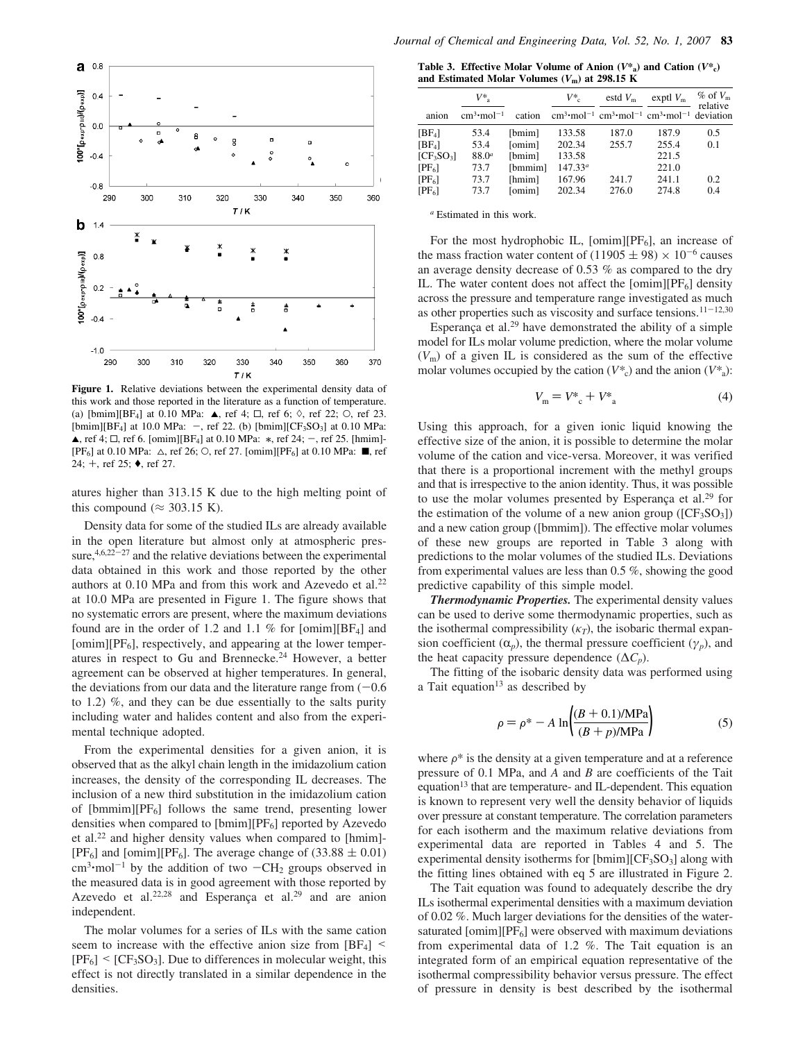**Figure 1.** Relative deviations between the experimental density data of this work and those reported in the literature as a function of temperature. (a) [bmim][BF4] at 0.10 MPa: ▲, ref 4; □, ref 6; ◇, ref 22; ○, ref 23. [bmim][BF4] at 10.0 MPa: −, ref 22. (b) [bmim][CF3SO3] at 0.10 MPa: ▲, ref 4; □, ref 6. [omim][BF4] at 0.10 MPa: ∗, ref 24; −, ref 25. [hmim][PF6] at 0.10 MPa: △, ref 26; ○, ref 27. [omim][PF6] at 0.10 MPa: ■, ref 24; +, ref 25; ♦, ref 27.

atures higher than 313.15 K due to the high melting point of this compound (≈ 303.15 K).

Density data for some of the studied ILs are already available in the open literature but almost only at atmospheric pressure,[4,6,22−27] and the relative deviations between the experimental data obtained in this work and those reported by the other authors at 0.10 MPa and from this work and Azevedo et al.[22] at 10.0 MPa are presented in Figure 1. The figure shows that no systematic errors are present, where the maximum deviations found are in the order of 1.2 and 1.1 % for [omim][BF4] and [omim][PF6], respectively, and appearing at the lower temperatures in respect to Gu and Brennecke.[24] However, a better agreement can be observed at higher temperatures. In general, the deviations from our data and the literature range from (−0.6 to 1.2) %, and they can be due essentially to the salts purity including water and halides content and also from the experimental technique adopted.

From the experimental densities for a given anion, it is observed that as the alkyl chain length in the imidazolium cation increases, the density of the corresponding IL decreases. The inclusion of a new third substitution in the imidazolium cation of [bmmim][PF6] follows the same trend, presenting lower densities when compared to [bmim][PF6] reported by Azevedo et al.[22] and higher density values when compared to [hmim][PF6] and [omim][PF6]. The average change of (33.88 ± 0.01) $cm^3 \cdot mol^{-1}$ by the addition of two $-CH_2$ groups observed in the measured data is in good agreement with those reported by Azevedo et al.[22,28] and Esperança et al.[29] and are anion independent.

The molar volumes for a series of ILs with the same cation seem to increase with the effective anion size from [BF4] < [PF6] < [CF3SO3]. Due to differences in molecular weight, this effect is not directly translated in a similar dependence in the densities.

**Table 3. Effective Molar Volume of Anion ($V^*_a$) and Cation ($V^*_c$) and Estimated Molar Volumes ($V_m$) at 298.15 K**

| anion | $V^*_a$ $cm^3 \cdot mol^{-1}$ | cation | $V^*_c$ $cm^3 \cdot mol^{-1}$ | estd $V_m$ $cm^3 \cdot mol^{-1}$ | exptl $V_m$ $cm^3 \cdot mol^{-1}$ | % of $V_m$ relative deviation |
|---|---|---|---|---|---|---|
| [BF4] | 53.4 | [bmim] | 133.58 | 187.0 | 187.9 | 0.5 |
| [BF4] | 53.4 | [omim] | 202.34 | 255.7 | 255.4 | 0.1 |
| [CF3SO3] | 88.0[a] | [bmim] | 133.58 | | 221.5 | |
| [PF6] | 73.7 | [bmmim] | 147.33[a] | | 221.0 | |
| [PF6] | 73.7 | [hmim] | 167.96 | 241.7 | 241.1 | 0.2 |
| [PF6] | 73.7 | [omim] | 202.34 | 276.0 | 274.8 | 0.4 |

[a] Estimated in this work.

For the most hydrophobic IL, [omim][PF6], an increase of the mass fraction water content of $(11905 \pm 98) \times 10^{-6}$ causes an average density decrease of 0.53 % as compared to the dry IL. The water content does not affect the [omim][PF6] density across the pressure and temperature range investigated as much as other properties such as viscosity and surface tensions.[11−12,30]

Esperança et al.[29] have demonstrated the ability of a simple model for ILs molar volume prediction, where the molar volume ($V_m$) of a given IL is considered as the sum of the effective molar volumes occupied by the cation ($V^*_c$) and the anion ($V^*_a$):

$$V_m = V^*_c + V^*_a \tag{4}$$

Using this approach, for a given ionic liquid knowing the effective size of the anion, it is possible to determine the molar volume of the cation and vice-versa. Moreover, it was verified that there is a proportional increment with the methyl groups and that is irrespective to the anion identity. Thus, it was possible to use the molar volumes presented by Esperança et al.[29] for the estimation of the volume of a new anion group ([CF3SO3]) and a new cation group ([bmmim]). The effective molar volumes of these new groups are reported in Table 3 along with predictions to the molar volumes of the studied ILs. Deviations from experimental values are less than 0.5 %, showing the good predictive capability of this simple model.

***Thermodynamic Properties.*** The experimental density values can be used to derive some thermodynamic properties, such as the isothermal compressibility ($\kappa_T$), the isobaric thermal expansion coefficient ($\alpha_p$), the thermal pressure coefficient ($\gamma_p$), and the heat capacity pressure dependence ($\Delta C_p$).

The fitting of the isobaric density data was performed using a Tait equation[13] as described by

$$\rho = \rho^* - A \ln\left(\frac{(B + 0.1)/\text{MPa}}{(B + p)/\text{MPa}}\right) \tag{5}$$

where $\rho^*$ is the density at a given temperature and at a reference pressure of 0.1 MPa, and $A$ and $B$ are coefficients of the Tait equation[13] that are temperature- and IL-dependent. This equation is known to represent very well the density behavior of liquids over pressure at constant temperature. The correlation parameters for each isotherm and the maximum relative deviations from experimental data are reported in Tables 4 and 5. The experimental density isotherms for [bmim][CF3SO3] along with the fitting lines obtained with eq 5 are illustrated in Figure 2.

The Tait equation was found to adequately describe the dry ILs isothermal experimental densities with a maximum deviation of 0.02 %. Much larger deviations for the densities of the water-saturated [omim][PF6] were observed with maximum deviations from experimental data of 1.2 %. The Tait equation is an integrated form of an empirical equation representative of the isothermal compressibility behavior versus pressure. The effect of pressure in density is best described by the isothermal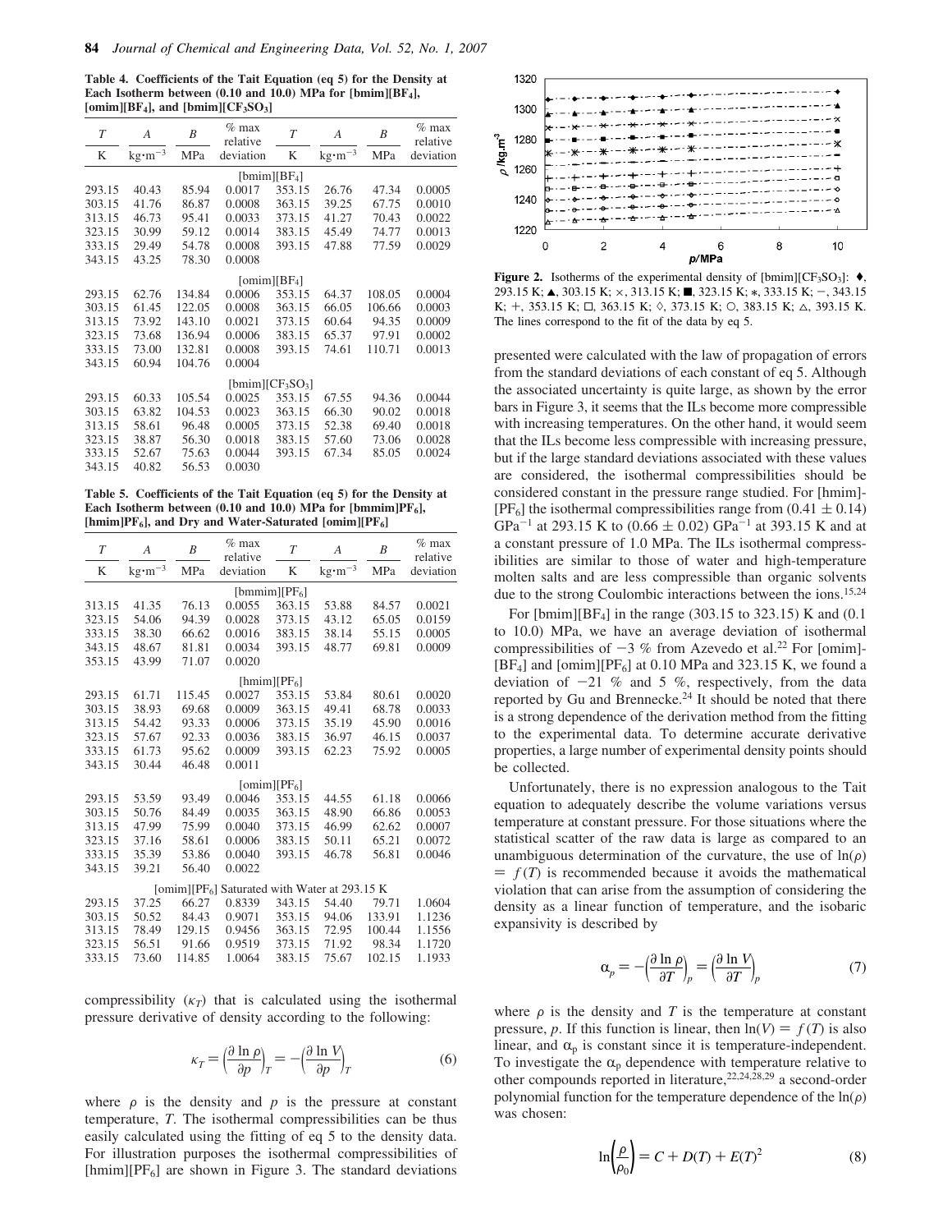**Table 4. Coefficients of the Tait Equation (eq 5) for the Density at Each Isotherm between (0.10 and 10.0) MPa for [bmim][BF$_4$], [omim][BF$_4$], and [bmim][CF$_3$SO$_3$]**

| $T$ | $A$ | $B$ | % max relative | $T$ | $A$ | $B$ | % max relative |
|---|---|---|---|---|---|---|---|
| K | kg·m$^{-3}$ | MPa | deviation | K | kg·m$^{-3}$ | MPa | deviation |
| | | | [bmim][BF$_4$] | | | | |
| 293.15 | 40.43 | 85.94 | 0.0017 | 353.15 | 26.76 | 47.34 | 0.0005 |
| 303.15 | 41.76 | 86.87 | 0.0008 | 363.15 | 39.25 | 67.75 | 0.0010 |
| 313.15 | 46.73 | 95.41 | 0.0033 | 373.15 | 41.27 | 70.43 | 0.0022 |
| 323.15 | 30.99 | 59.12 | 0.0014 | 383.15 | 45.49 | 74.77 | 0.0013 |
| 333.15 | 29.49 | 54.78 | 0.0008 | 393.15 | 47.88 | 77.59 | 0.0029 |
| 343.15 | 43.25 | 78.30 | 0.0008 | | | | |
| | | | [omim][BF$_4$] | | | | |
| 293.15 | 62.76 | 134.84 | 0.0006 | 353.15 | 64.37 | 108.05 | 0.0004 |
| 303.15 | 61.45 | 122.05 | 0.0008 | 363.15 | 66.05 | 106.66 | 0.0003 |
| 313.15 | 73.92 | 143.10 | 0.0021 | 373.15 | 60.64 | 94.35 | 0.0009 |
| 323.15 | 73.68 | 136.94 | 0.0006 | 383.15 | 65.37 | 97.91 | 0.0002 |
| 333.15 | 73.00 | 132.81 | 0.0008 | 393.15 | 74.61 | 110.71 | 0.0013 |
| 343.15 | 60.94 | 104.76 | 0.0004 | | | | |
| | | | [bmim][CF$_3$SO$_3$] | | | | |
| 293.15 | 60.33 | 105.54 | 0.0025 | 353.15 | 67.55 | 94.36 | 0.0044 |
| 303.15 | 63.82 | 104.53 | 0.0023 | 363.15 | 66.30 | 90.02 | 0.0018 |
| 313.15 | 58.61 | 96.48 | 0.0005 | 373.15 | 52.38 | 69.40 | 0.0018 |
| 323.15 | 38.87 | 56.30 | 0.0018 | 383.15 | 57.60 | 73.06 | 0.0028 |
| 333.15 | 52.67 | 75.63 | 0.0044 | 393.15 | 67.34 | 85.05 | 0.0024 |
| 343.15 | 40.82 | 56.53 | 0.0030 | | | | |

**Table 5. Coefficients of the Tait Equation (eq 5) for the Density at Each Isotherm between (0.10 and 10.0) MPa for [bmmim][PF$_6$], [hmim][PF$_6$], and Dry and Water-Saturated [omim][PF$_6$]**

| $T$ | $A$ | $B$ | % max relative | $T$ | $A$ | $B$ | % max relative |
|---|---|---|---|---|---|---|---|
| K | kg·m$^{-3}$ | MPa | deviation | K | kg·m$^{-3}$ | MPa | deviation |
| | | | [bmmim][PF$_6$] | | | | |
| 313.15 | 41.35 | 76.13 | 0.0055 | 363.15 | 53.88 | 84.57 | 0.0021 |
| 323.15 | 54.06 | 94.39 | 0.0028 | 373.15 | 43.12 | 65.05 | 0.0159 |
| 333.15 | 38.30 | 66.62 | 0.0016 | 383.15 | 38.14 | 55.15 | 0.0005 |
| 343.15 | 48.67 | 81.81 | 0.0034 | 393.15 | 48.77 | 69.81 | 0.0009 |
| 353.15 | 43.99 | 71.07 | 0.0020 | | | | |
| | | | [hmim][PF$_6$] | | | | |
| 293.15 | 61.71 | 115.45 | 0.0027 | 353.15 | 53.84 | 80.61 | 0.0020 |
| 303.15 | 38.93 | 69.68 | 0.0009 | 363.15 | 49.41 | 68.78 | 0.0033 |
| 313.15 | 54.42 | 93.33 | 0.0006 | 373.15 | 35.19 | 45.90 | 0.0016 |
| 323.15 | 57.67 | 92.33 | 0.0036 | 383.15 | 36.97 | 46.15 | 0.0037 |
| 333.15 | 61.73 | 95.62 | 0.0009 | 393.15 | 62.23 | 75.92 | 0.0005 |
| 343.15 | 30.44 | 46.48 | 0.0011 | | | | |
| | | | [omim][PF$_6$] | | | | |
| 293.15 | 53.59 | 93.49 | 0.0046 | 353.15 | 44.55 | 61.18 | 0.0066 |
| 303.15 | 50.76 | 84.49 | 0.0035 | 363.15 | 48.90 | 66.86 | 0.0053 |
| 313.15 | 47.99 | 75.99 | 0.0040 | 373.15 | 46.99 | 62.62 | 0.0007 |
| 323.15 | 37.16 | 58.61 | 0.0006 | 383.15 | 50.11 | 65.21 | 0.0072 |
| 333.15 | 35.39 | 53.86 | 0.0040 | 393.15 | 46.78 | 56.81 | 0.0046 |
| 343.15 | 39.21 | 56.40 | 0.0022 | | | | |
| | | | [omim][PF$_6$] Saturated with Water at 293.15 K | | | | |
| 293.15 | 37.25 | 66.27 | 0.8339 | 343.15 | 54.40 | 79.71 | 1.0604 |
| 303.15 | 50.52 | 84.43 | 0.9071 | 353.15 | 94.06 | 133.91 | 1.1236 |
| 313.15 | 78.49 | 129.15 | 0.9456 | 363.15 | 72.95 | 100.44 | 1.1556 |
| 323.15 | 56.51 | 91.66 | 0.9519 | 373.15 | 71.92 | 98.34 | 1.1720 |
| 333.15 | 73.60 | 114.85 | 1.0064 | 383.15 | 75.67 | 102.15 | 1.1933 |

compressibility ($\kappa_T$) that is calculated using the isothermal pressure derivative of density according to the following:

$$\kappa_T = \left(\frac{\partial \ln \rho}{\partial p}\right)_T = -\left(\frac{\partial \ln V}{\partial p}\right)_T \tag{6}$$

where $\rho$ is the density and $p$ is the pressure at constant temperature, $T$. The isothermal compressibilities can be thus easily calculated using the fitting of eq 5 to the density data. For illustration purposes the isothermal compressibilities of [hmim][PF$_6$] are shown in Figure 3. The standard deviations

**Figure 2.** Isotherms of the experimental density of [bmim][CF$_3$SO$_3$]: ♦, 293.15 K; ▲, 303.15 K; ×, 313.15 K; ■, 323.15 K; ∗, 333.15 K; −, 343.15 K; +, 353.15 K; □, 363.15 K; ◇, 373.15 K; ○, 383.15 K; △, 393.15 K. The lines correspond to the fit of the data by eq 5.

presented were calculated with the law of propagation of errors from the standard deviations of each constant of eq 5. Although the associated uncertainty is quite large, as shown by the error bars in Figure 3, it seems that the ILs become more compressible with increasing temperatures. On the other hand, it would seem that the ILs become less compressible with increasing pressure, but if the large standard deviations associated with these values are considered, the isothermal compressibilities should be considered constant in the pressure range studied. For [hmim]-[PF$_6$] the isothermal compressibilities range from (0.41 ± 0.14) GPa$^{-1}$ at 293.15 K to (0.66 ± 0.02) GPa$^{-1}$ at 393.15 K and at a constant pressure of 1.0 MPa. The ILs isothermal compressibilities are similar to those of water and high-temperature molten salts and are less compressible than organic solvents due to the strong Coulombic interactions between the ions.[15,24]

For [bmim][BF$_4$] in the range (303.15 to 323.15) K and (0.1 to 10.0) MPa, we have an average deviation of isothermal compressibilities of −3 % from Azevedo et al.[22] For [omim]-[BF$_4$] and [omim][PF$_6$] at 0.10 MPa and 323.15 K, we found a deviation of −21 % and 5 %, respectively, from the data reported by Gu and Brennecke.[24] It should be noted that there is a strong dependence of the derivation method from the fitting to the experimental data. To determine accurate derivative properties, a large number of experimental density points should be collected.

Unfortunately, there is no expression analogous to the Tait equation to adequately describe the volume variations versus temperature at constant pressure. For those situations where the statistical scatter of the raw data is large as compared to an unambiguous determination of the curvature, the use of $\ln(\rho) = f(T)$ is recommended because it avoids the mathematical violation that can arise from the assumption of considering the density as a linear function of temperature, and the isobaric expansivity is described by

$$\alpha_p = -\left(\frac{\partial \ln \rho}{\partial T}\right)_p = \left(\frac{\partial \ln V}{\partial T}\right)_p \tag{7}$$

where $\rho$ is the density and $T$ is the temperature at constant pressure, $p$. If this function is linear, then $\ln(V) = f(T)$ is also linear, and $\alpha_p$ is constant since it is temperature-independent. To investigate the $\alpha_p$ dependence with temperature relative to other compounds reported in literature,[22,24,28,29] a second-order polynomial function for the temperature dependence of the $\ln(\rho)$ was chosen:

$$\ln\left(\frac{\rho}{\rho_0}\right) = C + D(T) + E(T)^2 \tag{8}$$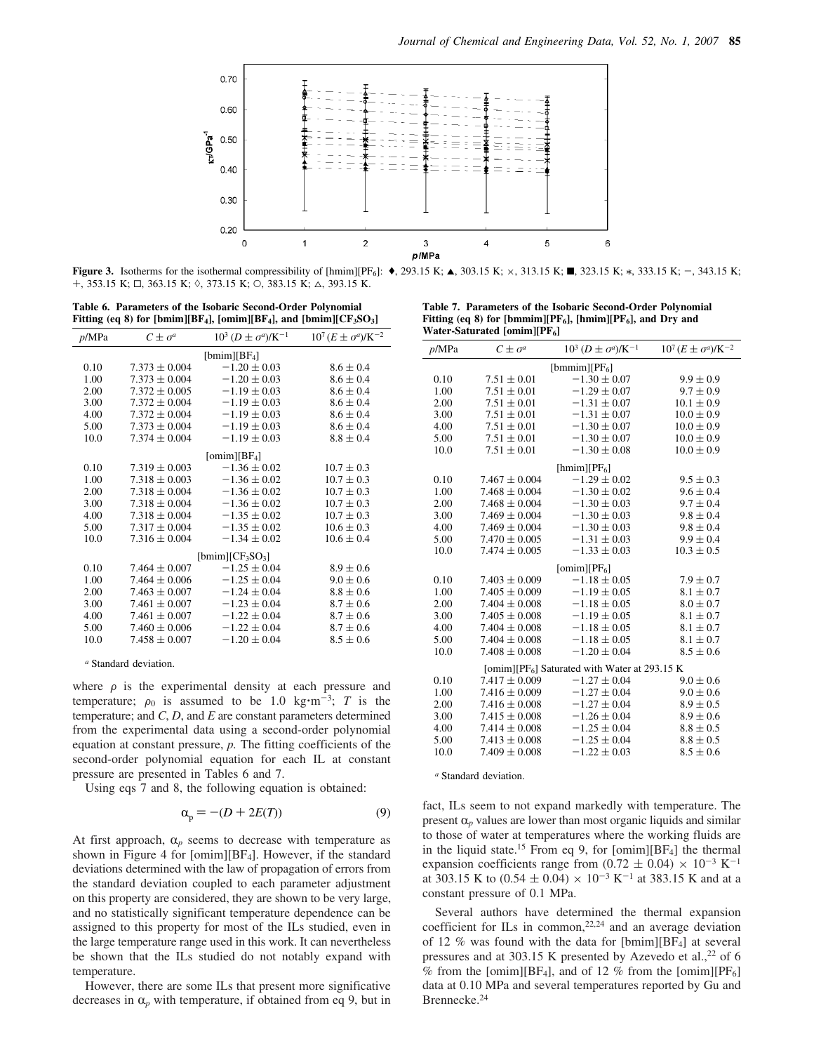**Figure 3.** Isotherms for the isothermal compressibility of [hmim][$PF_6$]: ♦, 293.15 K; ▲, 303.15 K; ×, 313.15 K; ■, 323.15 K; ∗, 333.15 K; −, 343.15 K; +, 353.15 K; □, 363.15 K; ◊, 373.15 K; ○, 383.15 K; △, 393.15 K.

**Table 6. Parameters of the Isobaric Second-Order Polynomial Fitting (eq 8) for [bmim][$BF_4$], [omim][$BF_4$], and [bmim][$CF_3SO_3$]**

| $p$/MPa | $C \pm \sigma^a$ | $10^3 (D \pm \sigma^a)$/K$^{-1}$ | $10^7 (E \pm \sigma^a)$/K$^{-2}$ |
|---|---|---|---|
| [bmim][$BF_4$] | | | |
| 0.10 | 7.373 ± 0.004 | −1.20 ± 0.03 | 8.6 ± 0.4 |
| 1.00 | 7.373 ± 0.004 | −1.20 ± 0.03 | 8.6 ± 0.4 |
| 2.00 | 7.372 ± 0.005 | −1.19 ± 0.03 | 8.6 ± 0.4 |
| 3.00 | 7.372 ± 0.004 | −1.19 ± 0.03 | 8.6 ± 0.4 |
| 4.00 | 7.372 ± 0.004 | −1.19 ± 0.03 | 8.6 ± 0.4 |
| 5.00 | 7.373 ± 0.004 | −1.19 ± 0.03 | 8.6 ± 0.4 |
| 10.0 | 7.374 ± 0.004 | −1.19 ± 0.03 | 8.8 ± 0.4 |
| [omim][$BF_4$] | | | |
| 0.10 | 7.319 ± 0.003 | −1.36 ± 0.02 | 10.7 ± 0.3 |
| 1.00 | 7.318 ± 0.003 | −1.36 ± 0.02 | 10.7 ± 0.3 |
| 2.00 | 7.318 ± 0.004 | −1.36 ± 0.02 | 10.7 ± 0.3 |
| 3.00 | 7.318 ± 0.004 | −1.36 ± 0.02 | 10.7 ± 0.3 |
| 4.00 | 7.318 ± 0.004 | −1.35 ± 0.02 | 10.7 ± 0.3 |
| 5.00 | 7.317 ± 0.004 | −1.35 ± 0.02 | 10.6 ± 0.3 |
| 10.0 | 7.316 ± 0.004 | −1.34 ± 0.02 | 10.6 ± 0.4 |
| [bmim][$CF_3SO_3$] | | | |
| 0.10 | 7.464 ± 0.007 | −1.25 ± 0.04 | 8.9 ± 0.6 |
| 1.00 | 7.464 ± 0.006 | −1.25 ± 0.04 | 9.0 ± 0.6 |
| 2.00 | 7.463 ± 0.007 | −1.24 ± 0.04 | 8.8 ± 0.6 |
| 3.00 | 7.461 ± 0.007 | −1.23 ± 0.04 | 8.7 ± 0.6 |
| 4.00 | 7.461 ± 0.007 | −1.22 ± 0.04 | 8.7 ± 0.6 |
| 5.00 | 7.460 ± 0.006 | −1.22 ± 0.04 | 8.7 ± 0.6 |
| 10.0 | 7.458 ± 0.007 | −1.20 ± 0.04 | 8.5 ± 0.6 |

[a] Standard deviation.

where $\rho$ is the experimental density at each pressure and temperature; $\rho_0$ is assumed to be 1.0 kg·m$^{-3}$; $T$ is the temperature; and $C$, $D$, and $E$ are constant parameters determined from the experimental data using a second-order polynomial equation at constant pressure, $p$. The fitting coefficients of the second-order polynomial equation for each IL at constant pressure are presented in Tables 6 and 7.

Using eqs 7 and 8, the following equation is obtained:

$$\alpha_p = -(D + 2E(T)) \tag{9}$$

At first approach, $\alpha_p$ seems to decrease with temperature as shown in Figure 4 for [omim][$BF_4$]. However, if the standard deviations determined with the law of propagation of errors from the standard deviation coupled to each parameter adjustment on this property are considered, they are shown to be very large, and no statistically significant temperature dependence can be assigned to this property for most of the ILs studied, even in the large temperature range used in this work. It can nevertheless be shown that the ILs studied do not notably expand with temperature.

However, there are some ILs that present more significative decreases in $\alpha_p$ with temperature, if obtained from eq 9, but in fact, ILs seem to not expand markedly with temperature. The present $\alpha_p$ values are lower than most organic liquids and similar to those of water at temperatures where the working fluids are in the liquid state.[15] From eq 9, for [omim][$BF_4$] the thermal expansion coefficients range from $(0.72 \pm 0.04) \times 10^{-3}$ K$^{-1}$ at 303.15 K to $(0.54 \pm 0.04) \times 10^{-3}$ K$^{-1}$ at 383.15 K and at a constant pressure of 0.1 MPa.

Several authors have determined the thermal expansion coefficient for ILs in common,[22,24] and an average deviation of 12 % was found with the data for [bmim][$BF_4$] at several pressures and at 303.15 K presented by Azevedo et al.,[22] of 6 % from the [omim][$BF_4$], and of 12 % from the [omim][$PF_6$] data at 0.10 MPa and several temperatures reported by Gu and Brennecke.[24]

**Table 7. Parameters of the Isobaric Second-Order Polynomial Fitting (eq 8) for [bmmim][$PF_6$], [hmim][$PF_6$], and Dry and Water-Saturated [omim][$PF_6$]**

| $p$/MPa | $C \pm \sigma^a$ | $10^3 (D \pm \sigma^a)$/K$^{-1}$ | $10^7 (E \pm \sigma^a)$/K$^{-2}$ |
|---|---|---|---|
| [bmmim][$PF_6$] | | | |
| 0.10 | 7.51 ± 0.01 | −1.30 ± 0.07 | 9.9 ± 0.9 |
| 1.00 | 7.51 ± 0.01 | −1.29 ± 0.07 | 9.7 ± 0.9 |
| 2.00 | 7.51 ± 0.01 | −1.31 ± 0.07 | 10.1 ± 0.9 |
| 3.00 | 7.51 ± 0.01 | −1.31 ± 0.07 | 10.0 ± 0.9 |
| 4.00 | 7.51 ± 0.01 | −1.30 ± 0.07 | 10.0 ± 0.9 |
| 5.00 | 7.51 ± 0.01 | −1.30 ± 0.07 | 10.0 ± 0.9 |
| 10.0 | 7.51 ± 0.01 | −1.30 ± 0.08 | 10.0 ± 0.9 |
| [hmim][$PF_6$] | | | |
| 0.10 | 7.467 ± 0.004 | −1.29 ± 0.02 | 9.5 ± 0.3 |
| 1.00 | 7.468 ± 0.004 | −1.30 ± 0.02 | 9.6 ± 0.4 |
| 2.00 | 7.468 ± 0.004 | −1.30 ± 0.03 | 9.7 ± 0.4 |
| 3.00 | 7.469 ± 0.004 | −1.30 ± 0.03 | 9.8 ± 0.4 |
| 4.00 | 7.469 ± 0.004 | −1.30 ± 0.03 | 9.8 ± 0.4 |
| 5.00 | 7.470 ± 0.005 | −1.31 ± 0.03 | 9.9 ± 0.4 |
| 10.0 | 7.474 ± 0.005 | −1.33 ± 0.03 | 10.3 ± 0.5 |
| [omim][$PF_6$] | | | |
| 0.10 | 7.403 ± 0.009 | −1.18 ± 0.05 | 7.9 ± 0.7 |
| 1.00 | 7.405 ± 0.009 | −1.19 ± 0.05 | 8.1 ± 0.7 |
| 2.00 | 7.404 ± 0.008 | −1.18 ± 0.05 | 8.0 ± 0.7 |
| 3.00 | 7.405 ± 0.008 | −1.19 ± 0.05 | 8.1 ± 0.7 |
| 4.00 | 7.404 ± 0.008 | −1.18 ± 0.05 | 8.1 ± 0.7 |
| 5.00 | 7.404 ± 0.008 | −1.18 ± 0.05 | 8.1 ± 0.7 |
| 10.0 | 7.408 ± 0.008 | −1.20 ± 0.04 | 8.5 ± 0.6 |
| [omim][$PF_6$] Saturated with Water at 293.15 K | | | |
| 0.10 | 7.417 ± 0.009 | −1.27 ± 0.04 | 9.0 ± 0.6 |
| 1.00 | 7.416 ± 0.009 | −1.27 ± 0.04 | 9.0 ± 0.6 |
| 2.00 | 7.416 ± 0.008 | −1.27 ± 0.04 | 8.9 ± 0.5 |
| 3.00 | 7.415 ± 0.008 | −1.26 ± 0.04 | 8.9 ± 0.6 |
| 4.00 | 7.414 ± 0.008 | −1.25 ± 0.04 | 8.8 ± 0.5 |
| 5.00 | 7.413 ± 0.008 | −1.25 ± 0.04 | 8.8 ± 0.5 |
| 10.0 | 7.409 ± 0.008 | −1.22 ± 0.03 | 8.5 ± 0.6 |

[a] Standard deviation.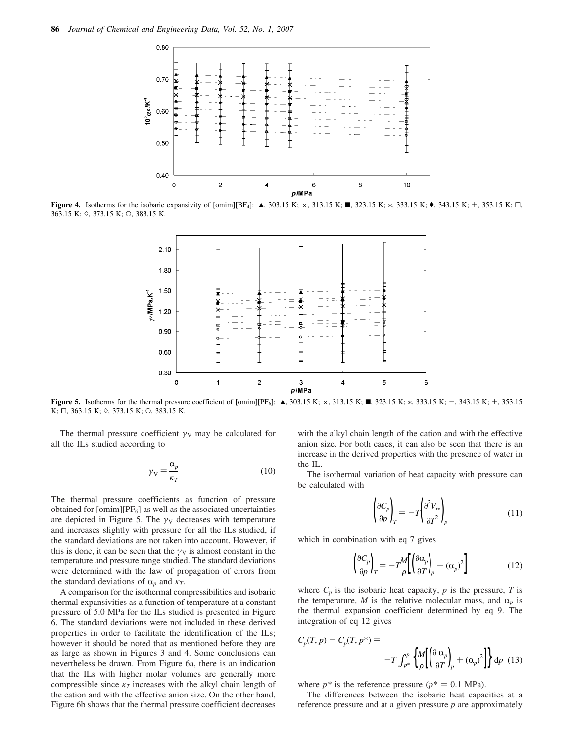Figure 4. Isotherms for the isobaric expansivity of [omim][$BF_4$]: ▲, 303.15 K; ×, 313.15 K; ■, 323.15 K; ∗, 333.15 K; ♦, 343.15 K; +, 353.15 K; □, 363.15 K; ◇, 373.15 K; ○, 383.15 K.

Figure 5. Isotherms for the thermal pressure coefficient of [omim][$PF_6$]: ▲, 303.15 K; ×, 313.15 K; ■, 323.15 K; ∗, 333.15 K; −, 343.15 K; +, 353.15 K; □, 363.15 K; ◇, 373.15 K; ○, 383.15 K.

The thermal pressure coefficient $\gamma_V$ may be calculated for all the ILs studied according to

$$\gamma_V = \frac{\alpha_p}{\kappa_T} \tag{10}$$

The thermal pressure coefficients as function of pressure obtained for [omim][$PF_6$] as well as the associated uncertainties are depicted in Figure 5. The $\gamma_V$ decreases with temperature and increases slightly with pressure for all the ILs studied, if the standard deviations are not taken into account. However, if this is done, it can be seen that the $\gamma_V$ is almost constant in the temperature and pressure range studied. The standard deviations were determined with the law of propagation of errors from the standard deviations of $\alpha_p$ and $\kappa_T$.

A comparison for the isothermal compressibilities and isobaric thermal expansivities as a function of temperature at a constant pressure of 5.0 MPa for the ILs studied is presented in Figure 6. The standard deviations were not included in these derived properties in order to facilitate the identification of the ILs; however it should be noted that as mentioned before they are as large as shown in Figures 3 and 4. Some conclusions can nevertheless be drawn. From Figure 6a, there is an indication that the ILs with higher molar volumes are generally more compressible since $\kappa_T$ increases with the alkyl chain length of the cation and with the effective anion size. On the other hand, Figure 6b shows that the thermal pressure coefficient decreases with the alkyl chain length of the cation and with the effective anion size. For both cases, it can also be seen that there is an increase in the derived properties with the presence of water in the IL.

The isothermal variation of heat capacity with pressure can be calculated with

$$\left(\frac{\partial C_p}{\partial p}\right)_T = -T\left(\frac{\partial^2 V_m}{\partial T^2}\right)_p \tag{11}$$

which in combination with eq 7 gives

$$\left(\frac{\partial C_p}{\partial p}\right)_T = -T\frac{M}{\rho}\left[\left(\frac{\partial \alpha_p}{\partial T}\right)_p + (\alpha_p)^2\right] \tag{12}$$

where $C_p$ is the isobaric heat capacity, $p$ is the pressure, $T$ is the temperature, $M$ is the relative molecular mass, and $\alpha_p$ is the thermal expansion coefficient determined by eq 9. The integration of eq 12 gives

$$C_p(T, p) - C_p(T, p^*) = -T\int_{p^*}^{p}\left\{\frac{M}{\rho}\left[\left(\frac{\partial \alpha_p}{\partial T}\right)_p + (\alpha_p)^2\right]\right\} \mathrm{d}p \tag{13}$$

where $p^*$ is the reference pressure ($p^* = 0.1$ MPa).

The differences between the isobaric heat capacities at a reference pressure and at a given pressure $p$ are approximately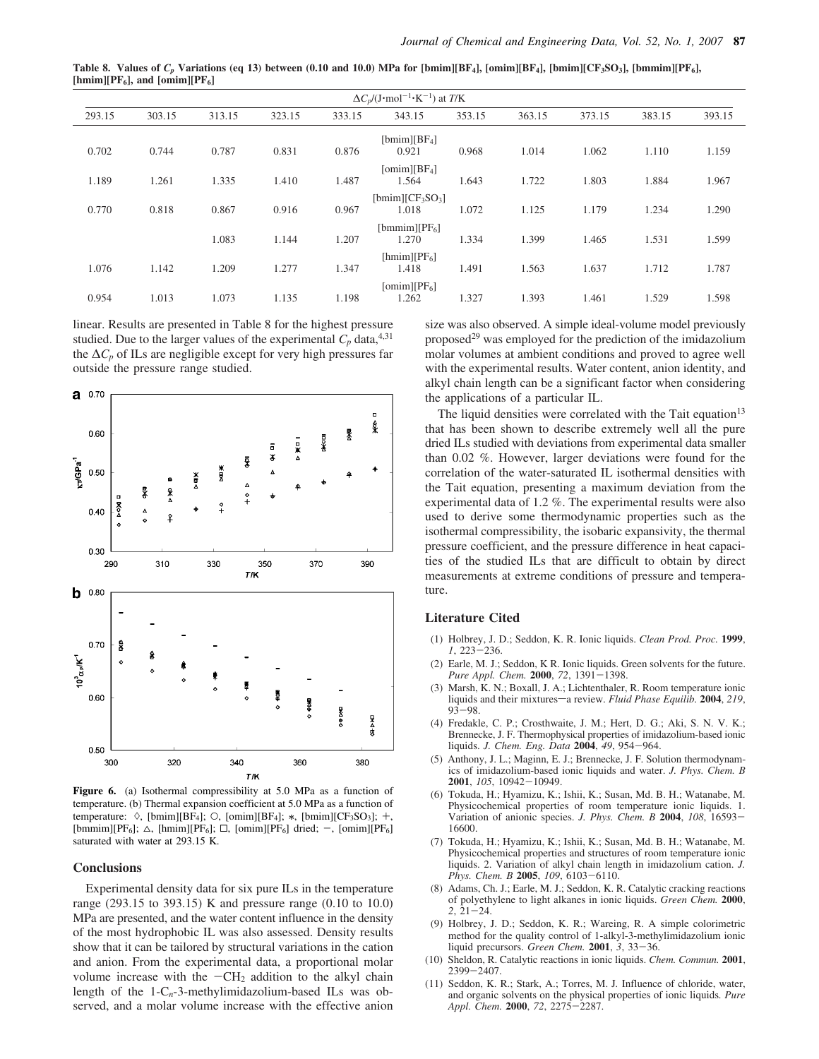**Table 8. Values of $C_p$ Variations (eq 13) between (0.10 and 10.0) MPa for [bmim][$BF_4$], [omim][$BF_4$], [bmim][$CF_3SO_3$], [bmmim][$PF_6$], [hmim][$PF_6$], and [omim][$PF_6$]**

| $\Delta C_p$/(J·mol$^{-1}$·K$^{-1}$) at $T$/K | | | | | | | | | | |
|---|---|---|---|---|---|---|---|---|---|---|
| 293.15 | 303.15 | 313.15 | 323.15 | 333.15 | 343.15 | 353.15 | 363.15 | 373.15 | 383.15 | 393.15 |
| | | | | | [bmim][$BF_4$] | | | | | |
| 0.702 | 0.744 | 0.787 | 0.831 | 0.876 | 0.921 | 0.968 | 1.014 | 1.062 | 1.110 | 1.159 |
| | | | | | [omim][$BF_4$] | | | | | |
| 1.189 | 1.261 | 1.335 | 1.410 | 1.487 | 1.564 | 1.643 | 1.722 | 1.803 | 1.884 | 1.967 |
| | | | | | [bmim][$CF_3SO_3$] | | | | | |
| 0.770 | 0.818 | 0.867 | 0.916 | 0.967 | 1.018 | 1.072 | 1.125 | 1.179 | 1.234 | 1.290 |
| | | | | | [bmmim][$PF_6$] | | | | | |
| | | 1.083 | 1.144 | 1.207 | 1.270 | 1.334 | 1.399 | 1.465 | 1.531 | 1.599 |
| | | | | | [hmim][$PF_6$] | | | | | |
| 1.076 | 1.142 | 1.209 | 1.277 | 1.347 | 1.418 | 1.491 | 1.563 | 1.637 | 1.712 | 1.787 |
| | | | | | [omim][$PF_6$] | | | | | |
| 0.954 | 1.013 | 1.073 | 1.135 | 1.198 | 1.262 | 1.327 | 1.393 | 1.461 | 1.529 | 1.598 |

linear. Results are presented in Table 8 for the highest pressure studied. Due to the larger values of the experimental $C_p$ data,[4,31] the $\Delta C_p$ of ILs are negligible except for very high pressures far outside the pressure range studied.

**Figure 6.** (a) Isothermal compressibility at 5.0 MPa as a function of temperature. (b) Thermal expansion coefficient at 5.0 MPa as a function of temperature: ◇, [bmim][$BF_4$]; ○, [omim][$BF_4$]; ∗, [bmim][$CF_3SO_3$]; +, [bmmim][$PF_6$]; △, [hmim][$PF_6$]; □, [omim][$PF_6$] dried; −, [omim][$PF_6$] saturated with water at 293.15 K.

## Conclusions

Experimental density data for six pure ILs in the temperature range (293.15 to 393.15) K and pressure range (0.10 to 10.0) MPa are presented, and the water content influence in the density of the most hydrophobic IL was also assessed. Density results show that it can be tailored by structural variations in the cation and anion. From the experimental data, a proportional molar volume increase with the $-CH_2$ addition to the alkyl chain length of the 1-$C_n$-3-methylimidazolium-based ILs was observed, and a molar volume increase with the effective anion size was also observed. A simple ideal-volume model previously proposed[29] was employed for the prediction of the imidazolium molar volumes at ambient conditions and proved to agree well with the experimental results. Water content, anion identity, and alkyl chain length can be a significant factor when considering the applications of a particular IL.

The liquid densities were correlated with the Tait equation[13] that has been shown to describe extremely well all the pure dried ILs studied with deviations from experimental data smaller than 0.02 %. However, larger deviations were found for the correlation of the water-saturated IL isothermal densities with the Tait equation, presenting a maximum deviation from the experimental data of 1.2 %. The experimental results were also used to derive some thermodynamic properties such as the isothermal compressibility, the isobaric expansivity, the thermal pressure coefficient, and the pressure difference in heat capacities of the studied ILs that are difficult to obtain by direct measurements at extreme conditions of pressure and temperature.

## Literature Cited

(1) Holbrey, J. D.; Seddon, K. R. Ionic liquids. *Clean Prod. Proc.* **1999**, *1*, 223−236.
(2) Earle, M. J.; Seddon, K R. Ionic liquids. Green solvents for the future. *Pure Appl. Chem.* **2000**, *72*, 1391−1398.
(3) Marsh, K. N.; Boxall, J. A.; Lichtenthaler, R. Room temperature ionic liquids and their mixtures—a review. *Fluid Phase Equilib.* **2004**, *219*, 93−98.
(4) Fredakle, C. P.; Crosthwaite, J. M.; Hert, D. G.; Aki, S. N. V. K.; Brennecke, J. F. Thermophysical properties of imidazolium-based ionic liquids. *J. Chem. Eng. Data* **2004**, *49*, 954−964.
(5) Anthony, J. L.; Maginn, E. J.; Brennecke, J. F. Solution thermodynamics of imidazolium-based ionic liquids and water. *J. Phys. Chem. B* **2001**, *105*, 10942−10949.
(6) Tokuda, H.; Hyamizu, K.; Ishii, K.; Susan, Md. B. H.; Watanabe, M. Physicochemical properties of room temperature ionic liquids. 1. Variation of anionic species. *J. Phys. Chem. B* **2004**, *108*, 16593−16600.
(7) Tokuda, H.; Hyamizu, K.; Ishii, K.; Susan, Md. B. H.; Watanabe, M. Physicochemical properties and structures of room temperature ionic liquids. 2. Variation of alkyl chain length in imidazolium cation. *J. Phys. Chem. B* **2005**, *109*, 6103−6110.
(8) Adams, Ch. J.; Earle, M. J.; Seddon, K. R. Catalytic cracking reactions of polyethylene to light alkanes in ionic liquids. *Green Chem.* **2000**, *2*, 21−24.
(9) Holbrey, J. D.; Seddon, K. R.; Wareing, R. A simple colorimetric method for the quality control of 1-alkyl-3-methylimidazolium ionic liquid precursors. *Green Chem.* **2001**, *3*, 33−36.
(10) Sheldon, R. Catalytic reactions in ionic liquids. *Chem. Commun.* **2001**, 2399−2407.
(11) Seddon, K. R.; Stark, A.; Torres, M. J. Influence of chloride, water, and organic solvents on the physical properties of ionic liquids. *Pure Appl. Chem.* **2000**, *72*, 2275−2287.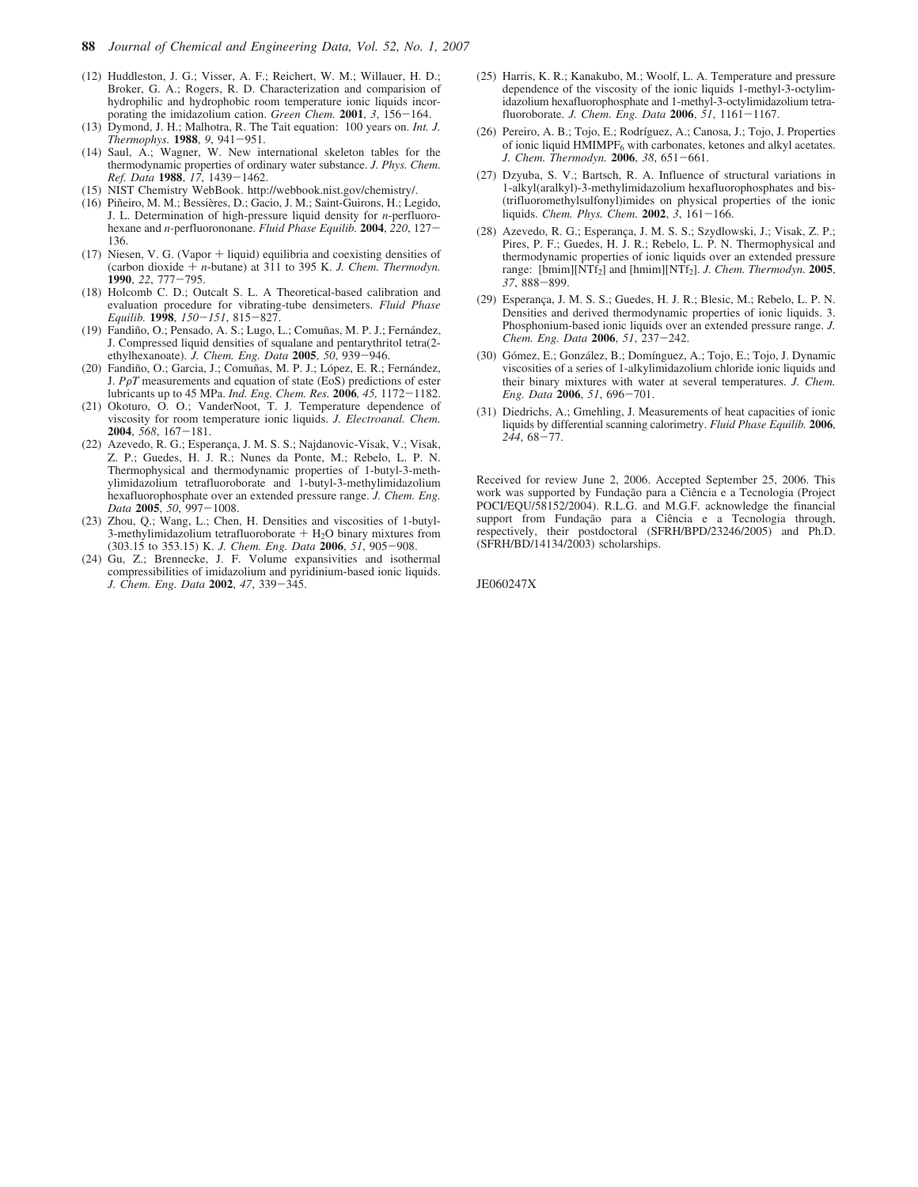(12) Huddleston, J. G.; Visser, A. F.; Reichert, W. M.; Willauer, H. D.; Broker, G. A.; Rogers, R. D. Characterization and comparision of hydrophilic and hydrophobic room temperature ionic liquids incorporating the imidazolium cation. *Green Chem.* **2001**, *3*, 156−164.

(13) Dymond, J. H.; Malhotra, R. The Tait equation: 100 years on. *Int. J. Thermophys.* **1988**, *9*, 941−951.

(14) Saul, A.; Wagner, W. New international skeleton tables for the thermodynamic properties of ordinary water substance. *J. Phys. Chem. Ref. Data* **1988**, *17*, 1439−1462.

(15) NIST Chemistry WebBook. http://webbook.nist.gov/chemistry/.

(16) Piñeiro, M. M.; Bessières, D.; Gacio, J. M.; Saint-Guirons, H.; Legido, J. L. Determination of high-pressure liquid density for *n*-perfluorohexane and *n*-perfluorononane. *Fluid Phase Equilib.* **2004**, *220*, 127−136.

(17) Niesen, V. G. (Vapor + liquid) equilibria and coexisting densities of (carbon dioxide + *n*-butane) at 311 to 395 K. *J. Chem. Thermodyn.* **1990**, *22*, 777−795.

(18) Holcomb C. D.; Outcalt S. L. A Theoretical-based calibration and evaluation procedure for vibrating-tube densimeters. *Fluid Phase Equilib.* **1998**, *150*−*151*, 815−827.

(19) Fandiño, O.; Pensado, A. S.; Lugo, L.; Comuñas, M. P. J.; Fernández, J. Compressed liquid densities of squalane and pentarythritol tetra(2-ethylhexanoate). *J. Chem. Eng. Data* **2005**, *50*, 939−946.

(20) Fandiño, O.; Garcia, J.; Comuñas, M. P. J.; López, E. R.; Fernández, J. *PρT* measurements and equation of state (EoS) predictions of ester lubricants up to 45 MPa. *Ind. Eng. Chem. Res.* **2006**, *45*, 1172−1182.

(21) Okoturo, O. O.; VanderNoot, T. J. Temperature dependence of viscosity for room temperature ionic liquids. *J. Electroanal. Chem.* **2004**, *568*, 167−181.

(22) Azevedo, R. G.; Esperança, J. M. S. S.; Najdanovic-Visak, V.; Visak, Z. P.; Guedes, H. J. R.; Nunes da Ponte, M.; Rebelo, L. P. N. Thermophysical and thermodynamic properties of 1-butyl-3-methylimidazolium tetrafluoroborate and 1-butyl-3-methylimidazolium hexafluorophosphate over an extended pressure range. *J. Chem. Eng. Data* **2005**, *50*, 997−1008.

(23) Zhou, Q.; Wang, L.; Chen, H. Densities and viscosities of 1-butyl-3-methylimidazolium tetrafluoroborate + $H_2O$ binary mixtures from (303.15 to 353.15) K. *J. Chem. Eng. Data* **2006**, *51*, 905−908.

(24) Gu, Z.; Brennecke, J. F. Volume expansivities and isothermal compressibilities of imidazolium and pyridinium-based ionic liquids. *J. Chem. Eng. Data* **2002**, *47*, 339−345.

(25) Harris, K. R.; Kanakubo, M.; Woolf, L. A. Temperature and pressure dependence of the viscosity of the ionic liquids 1-methyl-3-octylimidazolium hexafluorophosphate and 1-methyl-3-octylimidazolium tetrafluoroborate. *J. Chem. Eng. Data* **2006**, *51*, 1161−1167.

(26) Pereiro, A. B.; Tojo, E.; Rodríguez, A.; Canosa, J.; Tojo, J. Properties of ionic liquid $HMIMPF_6$ with carbonates, ketones and alkyl acetates. *J. Chem. Thermodyn.* **2006**, *38*, 651−661.

(27) Dzyuba, S. V.; Bartsch, R. A. Influence of structural variations in 1-alkyl(aralkyl)-3-methylimidazolium hexafluorophosphates and bis-(trifluoromethylsulfonyl)imides on physical properties of the ionic liquids. *Chem. Phys. Chem.* **2002**, *3*, 161−166.

(28) Azevedo, R. G.; Esperança, J. M. S. S.; Szydlowski, J.; Visak, Z. P.; Pires, P. F.; Guedes, H. J. R.; Rebelo, L. P. N. Thermophysical and thermodynamic properties of ionic liquids over an extended pressure range: [bmim][$NTf_2$] and [hmim][$NTf_2$]. *J. Chem. Thermodyn.* **2005**, *37*, 888−899.

(29) Esperança, J. M. S. S.; Guedes, H. J. R.; Blesic, M.; Rebelo, L. P. N. Densities and derived thermodynamic properties of ionic liquids. 3. Phosphonium-based ionic liquids over an extended pressure range. *J. Chem. Eng. Data* **2006**, *51*, 237−242.

(30) Gómez, E.; González, B.; Domínguez, A.; Tojo, E.; Tojo, J. Dynamic viscosities of a series of 1-alkylimidazolium chloride ionic liquids and their binary mixtures with water at several temperatures. *J. Chem. Eng. Data* **2006**, *51*, 696−701.

(31) Diedrichs, A.; Gmehling, J. Measurements of heat capacities of ionic liquids by differential scanning calorimetry. *Fluid Phase Equilib.* **2006**, *244*, 68−77.

Received for review June 2, 2006. Accepted September 25, 2006. This work was supported by Fundação para a Ciência e a Tecnologia (Project POCI/EQU/58152/2004). R.L.G. and M.G.F. acknowledge the financial support from Fundação para a Ciência e a Tecnologia through, respectively, their postdoctoral (SFRH/BPD/23246/2005) and Ph.D. (SFRH/BD/14134/2003) scholarships.

JE060247X